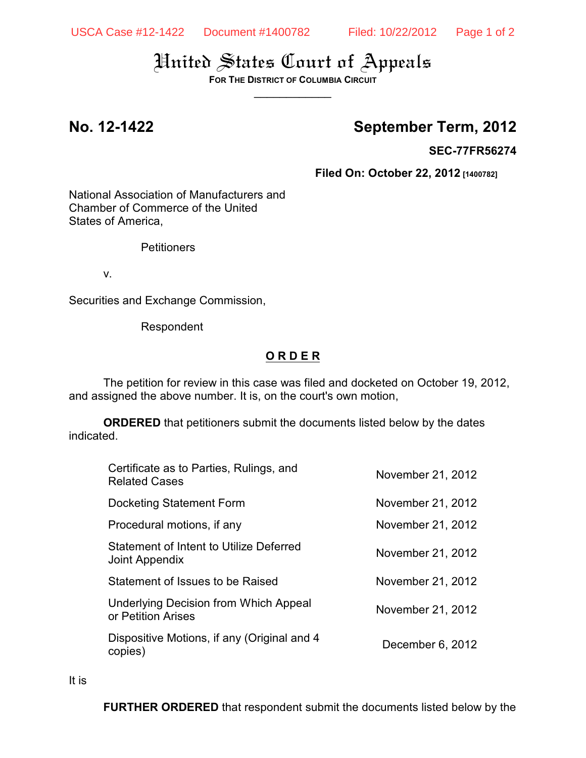# United States Court of Appeals

**FOR THE DISTRICT OF COLUMBIA CIRCUIT**

---

**No. 12-1422** **September Term, 2012**

**SEC-77FR56274**

**Filed On: October 22, 2012** [1400782]

National Association of Manufacturers and Chamber of Commerce of the United States of America,

Petitioners

v.

Securities and Exchange Commission,

Respondent

## **O R D E R**

The petition for review in this case was filed and docketed on October 19, 2012, and assigned the above number. It is, on the court's own motion,

**ORDERED** that petitioners submit the documents listed below by the dates indicated.

| | |
|---|---|
| Certificate as to Parties, Rulings, and Related Cases | November 21, 2012 |
| Docketing Statement Form | November 21, 2012 |
| Procedural motions, if any | November 21, 2012 |
| Statement of Intent to Utilize Deferred Joint Appendix | November 21, 2012 |
| Statement of Issues to be Raised | November 21, 2012 |
| Underlying Decision from Which Appeal or Petition Arises | November 21, 2012 |
| Dispositive Motions, if any (Original and 4 copies) | December 6, 2012 |

It is

**FURTHER ORDERED** that respondent submit the documents listed below by the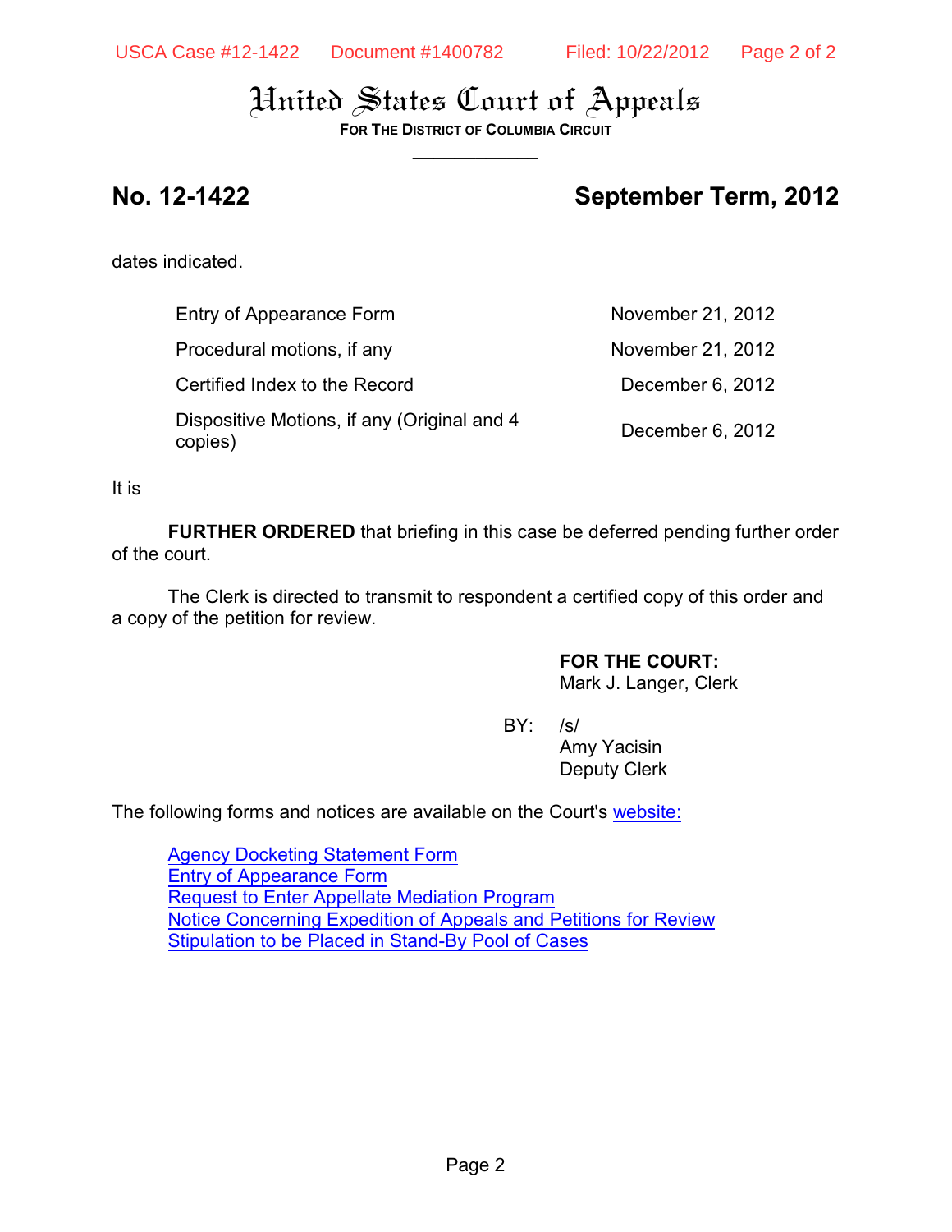# United States Court of Appeals

**FOR THE DISTRICT OF COLUMBIA CIRCUIT**

**No. 12-1422** **September Term, 2012**

dates indicated.

| | |
|---|---|
| Entry of Appearance Form | November 21, 2012 |
| Procedural motions, if any | November 21, 2012 |
| Certified Index to the Record | December 6, 2012 |
| Dispositive Motions, if any (Original and 4 copies) | December 6, 2012 |

It is

**FURTHER ORDERED** that briefing in this case be deferred pending further order of the court.

The Clerk is directed to transmit to respondent a certified copy of this order and a copy of the petition for review.

**FOR THE COURT:**
Mark J. Langer, Clerk

BY: /s/
Amy Yacisin
Deputy Clerk

The following forms and notices are available on the Court's website:

- Agency Docketing Statement Form
- Entry of Appearance Form
- Request to Enter Appellate Mediation Program
- Notice Concerning Expedition of Appeals and Petitions for Review
- Stipulation to be Placed in Stand-By Pool of Cases